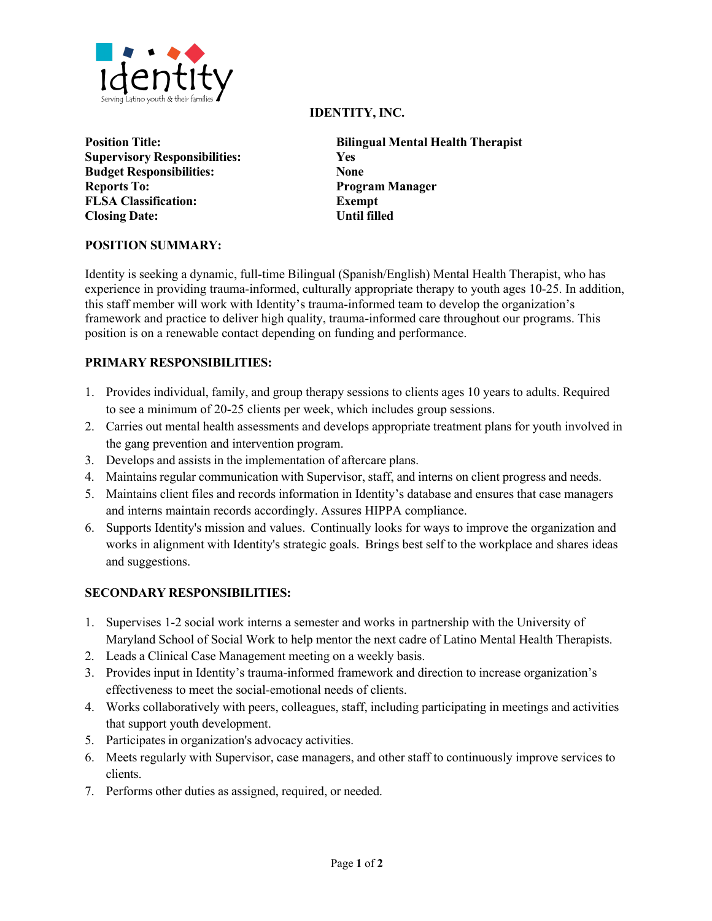# IDENTITY, INC.

| | |
|---|---|
| **Position Title:** | **Bilingual Mental Health Therapist** |
| **Supervisory Responsibilities:** | **Yes** |
| **Budget Responsibilities:** | **None** |
| **Reports To:** | **Program Manager** |
| **FLSA Classification:** | **Exempt** |
| **Closing Date:** | **Until filled** |

## POSITION SUMMARY:

Identity is seeking a dynamic, full-time Bilingual (Spanish/English) Mental Health Therapist, who has experience in providing trauma-informed, culturally appropriate therapy to youth ages 10-25. In addition, this staff member will work with Identity's trauma-informed team to develop the organization's framework and practice to deliver high quality, trauma-informed care throughout our programs. This position is on a renewable contact depending on funding and performance.

## PRIMARY RESPONSIBILITIES:

1. Provides individual, family, and group therapy sessions to clients ages 10 years to adults. Required to see a minimum of 20-25 clients per week, which includes group sessions.
2. Carries out mental health assessments and develops appropriate treatment plans for youth involved in the gang prevention and intervention program.
3. Develops and assists in the implementation of aftercare plans.
4. Maintains regular communication with Supervisor, staff, and interns on client progress and needs.
5. Maintains client files and records information in Identity's database and ensures that case managers and interns maintain records accordingly. Assures HIPPA compliance.
6. Supports Identity's mission and values. Continually looks for ways to improve the organization and works in alignment with Identity's strategic goals. Brings best self to the workplace and shares ideas and suggestions.

## SECONDARY RESPONSIBILITIES:

1. Supervises 1-2 social work interns a semester and works in partnership with the University of Maryland School of Social Work to help mentor the next cadre of Latino Mental Health Therapists.
2. Leads a Clinical Case Management meeting on a weekly basis.
3. Provides input in Identity's trauma-informed framework and direction to increase organization's effectiveness to meet the social-emotional needs of clients.
4. Works collaboratively with peers, colleagues, staff, including participating in meetings and activities that support youth development.
5. Participates in organization's advocacy activities.
6. Meets regularly with Supervisor, case managers, and other staff to continuously improve services to clients.
7. Performs other duties as assigned, required, or needed.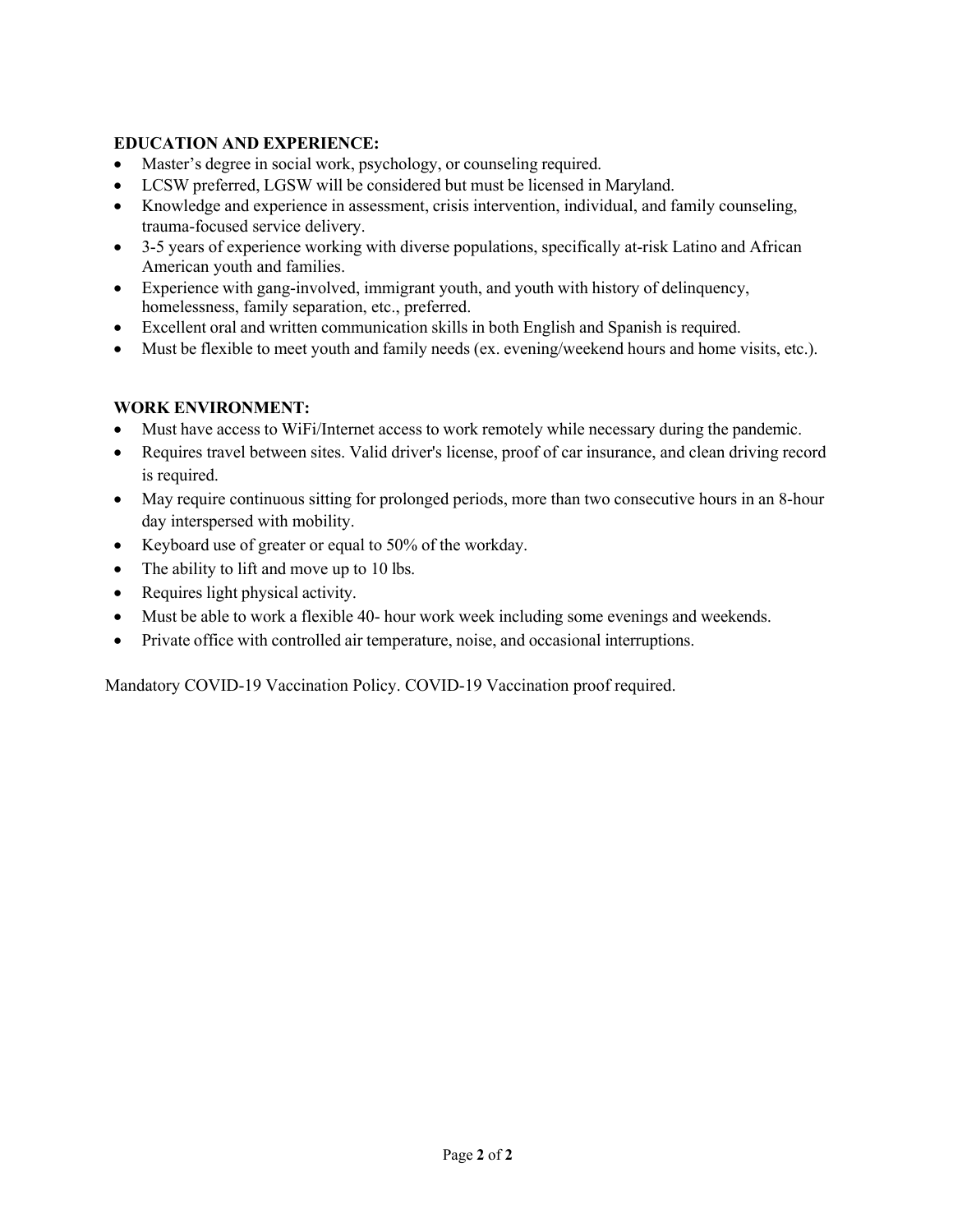**EDUCATION AND EXPERIENCE:**

- Master's degree in social work, psychology, or counseling required.
- LCSW preferred, LGSW will be considered but must be licensed in Maryland.
- Knowledge and experience in assessment, crisis intervention, individual, and family counseling, trauma-focused service delivery.
- 3-5 years of experience working with diverse populations, specifically at-risk Latino and African American youth and families.
- Experience with gang-involved, immigrant youth, and youth with history of delinquency, homelessness, family separation, etc., preferred.
- Excellent oral and written communication skills in both English and Spanish is required.
- Must be flexible to meet youth and family needs (ex. evening/weekend hours and home visits, etc.).

**WORK ENVIRONMENT:**

- Must have access to WiFi/Internet access to work remotely while necessary during the pandemic.
- Requires travel between sites. Valid driver's license, proof of car insurance, and clean driving record is required.
- May require continuous sitting for prolonged periods, more than two consecutive hours in an 8-hour day interspersed with mobility.
- Keyboard use of greater or equal to 50% of the workday.
- The ability to lift and move up to 10 lbs.
- Requires light physical activity.
- Must be able to work a flexible 40- hour work week including some evenings and weekends.
- Private office with controlled air temperature, noise, and occasional interruptions.

Mandatory COVID-19 Vaccination Policy. COVID-19 Vaccination proof required.